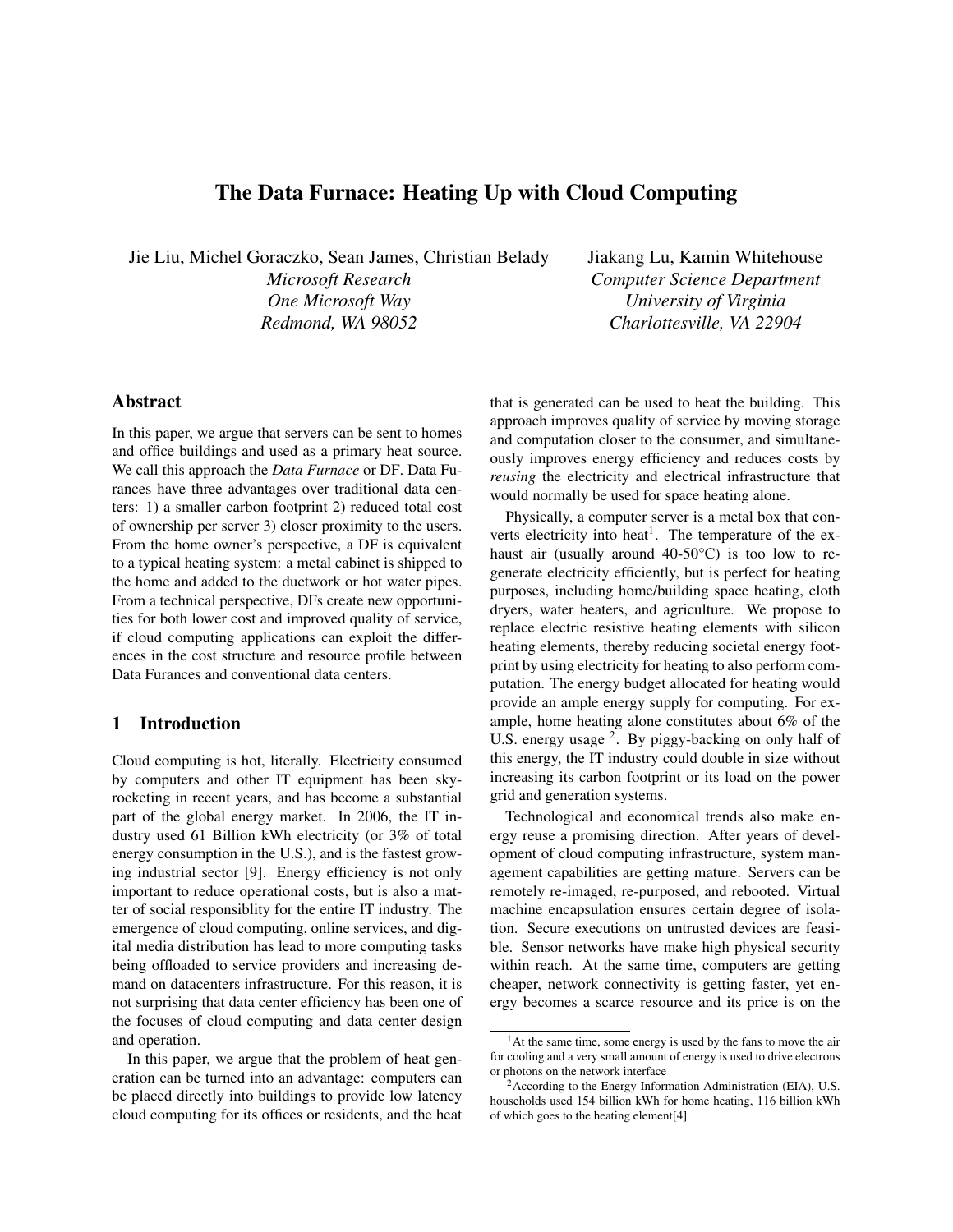# The Data Furnace: Heating Up with Cloud Computing

Jie Liu, Michel Goraczko, Sean James, Christian Belady
*Microsoft Research*
*One Microsoft Way*
*Redmond, WA 98052*

Jiakang Lu, Kamin Whitehouse
*Computer Science Department*
*University of Virginia*
*Charlottesville, VA 22904*

## Abstract

In this paper, we argue that servers can be sent to homes and office buildings and used as a primary heat source. We call this approach the *Data Furnace* or DF. Data Furances have three advantages over traditional data centers: 1) a smaller carbon footprint 2) reduced total cost of ownership per server 3) closer proximity to the users. From the home owner's perspective, a DF is equivalent to a typical heating system: a metal cabinet is shipped to the home and added to the ductwork or hot water pipes. From a technical perspective, DFs create new opportunities for both lower cost and improved quality of service, if cloud computing applications can exploit the differences in the cost structure and resource profile between Data Furances and conventional data centers.

## 1 Introduction

Cloud computing is hot, literally. Electricity consumed by computers and other IT equipment has been skyrocketing in recent years, and has become a substantial part of the global energy market. In 2006, the IT industry used 61 Billion kWh electricity (or 3% of total energy consumption in the U.S.), and is the fastest growing industrial sector [9]. Energy efficiency is not only important to reduce operational costs, but is also a matter of social responsiblity for the entire IT industry. The emergence of cloud computing, online services, and digital media distribution has lead to more computing tasks being offloaded to service providers and increasing demand on datacenters infrastructure. For this reason, it is not surprising that data center efficiency has been one of the focuses of cloud computing and data center design and operation.

In this paper, we argue that the problem of heat generation can be turned into an advantage: computers can be placed directly into buildings to provide low latency cloud computing for its offices or residents, and the heat that is generated can be used to heat the building. This approach improves quality of service by moving storage and computation closer to the consumer, and simultaneously improves energy efficiency and reduces costs by *reusing* the electricity and electrical infrastructure that would normally be used for space heating alone.

Physically, a computer server is a metal box that converts electricity into heat[1]. The temperature of the exhaust air (usually around 40-50°C) is too low to regenerate electricity efficiently, but is perfect for heating purposes, including home/building space heating, cloth dryers, water heaters, and agriculture. We propose to replace electric resistive heating elements with silicon heating elements, thereby reducing societal energy footprint by using electricity for heating to also perform computation. The energy budget allocated for heating would provide an ample energy supply for computing. For example, home heating alone constitutes about 6% of the U.S. energy usage [2]. By piggy-backing on only half of this energy, the IT industry could double in size without increasing its carbon footprint or its load on the power grid and generation systems.

Technological and economical trends also make energy reuse a promising direction. After years of development of cloud computing infrastructure, system management capabilities are getting mature. Servers can be remotely re-imaged, re-purposed, and rebooted. Virtual machine encapsulation ensures certain degree of isolation. Secure executions on untrusted devices are feasible. Sensor networks have make high physical security within reach. At the same time, computers are getting cheaper, network connectivity is getting faster, yet energy becomes a scarce resource and its price is on the

[1] At the same time, some energy is used by the fans to move the air for cooling and a very small amount of energy is used to drive electrons or photons on the network interface

[2] According to the Energy Information Administration (EIA), U.S. households used 154 billion kWh for home heating, 116 billion kWh of which goes to the heating element[4]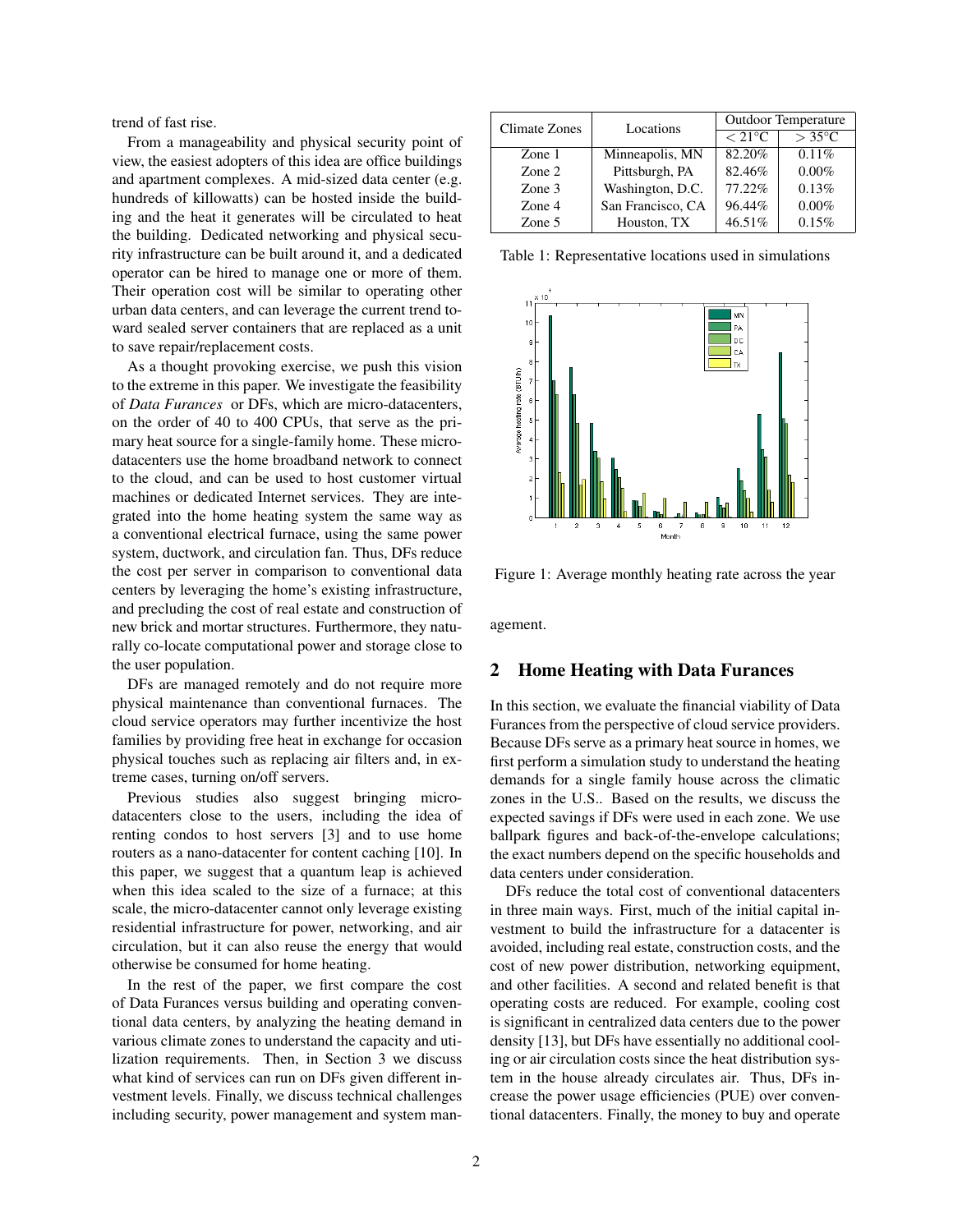trend of fast rise.

From a manageability and physical security point of view, the easiest adopters of this idea are office buildings and apartment complexes. A mid-sized data center (e.g. hundreds of killowatts) can be hosted inside the building and the heat it generates will be circulated to heat the building. Dedicated networking and physical security infrastructure can be built around it, and a dedicated operator can be hired to manage one or more of them. Their operation cost will be similar to operating other urban data centers, and can leverage the current trend toward sealed server containers that are replaced as a unit to save repair/replacement costs.

As a thought provoking exercise, we push this vision to the extreme in this paper. We investigate the feasibility of *Data Furances* or DFs, which are micro-datacenters, on the order of 40 to 400 CPUs, that serve as the primary heat source for a single-family home. These micro-datacenters use the home broadband network to connect to the cloud, and can be used to host customer virtual machines or dedicated Internet services. They are integrated into the home heating system the same way as a conventional electrical furnace, using the same power system, ductwork, and circulation fan. Thus, DFs reduce the cost per server in comparison to conventional data centers by leveraging the home's existing infrastructure, and precluding the cost of real estate and construction of new brick and mortar structures. Furthermore, they naturally co-locate computational power and storage close to the user population.

DFs are managed remotely and do not require more physical maintenance than conventional furnaces. The cloud service operators may further incentivize the host families by providing free heat in exchange for occasion physical touches such as replacing air filters and, in extreme cases, turning on/off servers.

Previous studies also suggest bringing micro-datacenters close to the users, including the idea of renting condos to host servers [3] and to use home routers as a nano-datacenter for content caching [10]. In this paper, we suggest that a quantum leap is achieved when this idea scaled to the size of a furnace; at this scale, the micro-datacenter cannot only leverage existing residential infrastructure for power, networking, and air circulation, but it can also reuse the energy that would otherwise be consumed for home heating.

In the rest of the paper, we first compare the cost of Data Furances versus building and operating conventional data centers, by analyzing the heating demand in various climate zones to understand the capacity and utilization requirements. Then, in Section 3 we discuss what kind of services can run on DFs given different investment levels. Finally, we discuss technical challenges including security, power management and system management.

| Climate Zones | Locations | Outdoor Temperature | |
|---|---|---|---|
| | | $< 21°C$ | $> 35°C$ |
| Zone 1 | Minneapolis, MN | 82.20% | 0.11% |
| Zone 2 | Pittsburgh, PA | 82.46% | 0.00% |
| Zone 3 | Washington, D.C. | 77.22% | 0.13% |
| Zone 4 | San Francisco, CA | 96.44% | 0.00% |
| Zone 5 | Houston, TX | 46.51% | 0.15% |

Table 1: Representative locations used in simulations

Figure 1: Average monthly heating rate across the year

## 2 Home Heating with Data Furances

In this section, we evaluate the financial viability of Data Furances from the perspective of cloud service providers. Because DFs serve as a primary heat source in homes, we first perform a simulation study to understand the heating demands for a single family house across the climatic zones in the U.S.. Based on the results, we discuss the expected savings if DFs were used in each zone. We use ballpark figures and back-of-the-envelope calculations; the exact numbers depend on the specific households and data centers under consideration.

DFs reduce the total cost of conventional datacenters in three main ways. First, much of the initial capital investment to build the infrastructure for a datacenter is avoided, including real estate, construction costs, and the cost of new power distribution, networking equipment, and other facilities. A second and related benefit is that operating costs are reduced. For example, cooling cost is significant in centralized data centers due to the power density [13], but DFs have essentially no additional cooling or air circulation costs since the heat distribution system in the house already circulates air. Thus, DFs increase the power usage efficiencies (PUE) over conventional datacenters. Finally, the money to buy and operate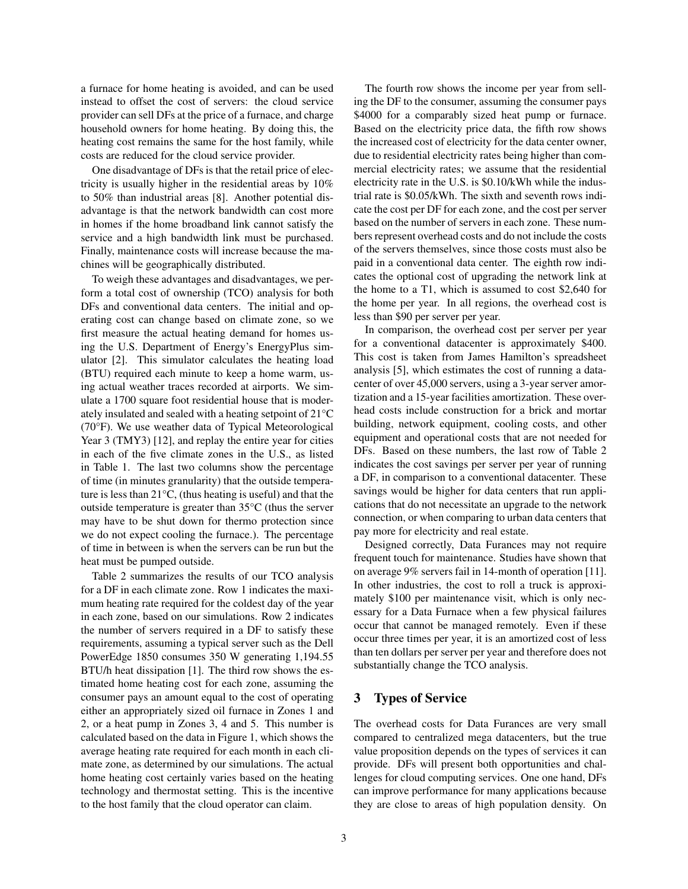a furnace for home heating is avoided, and can be used instead to offset the cost of servers: the cloud service provider can sell DFs at the price of a furnace, and charge household owners for home heating. By doing this, the heating cost remains the same for the host family, while costs are reduced for the cloud service provider.

One disadvantage of DFs is that the retail price of electricity is usually higher in the residential areas by 10% to 50% than industrial areas [8]. Another potential disadvantage is that the network bandwidth can cost more in homes if the home broadband link cannot satisfy the service and a high bandwidth link must be purchased. Finally, maintenance costs will increase because the machines will be geographically distributed.

To weigh these advantages and disadvantages, we perform a total cost of ownership (TCO) analysis for both DFs and conventional data centers. The initial and operating cost can change based on climate zone, so we first measure the actual heating demand for homes using the U.S. Department of Energy's EnergyPlus simulator [2]. This simulator calculates the heating load (BTU) required each minute to keep a home warm, using actual weather traces recorded at airports. We simulate a 1700 square foot residential house that is moderately insulated and sealed with a heating setpoint of 21°C (70°F). We use weather data of Typical Meteorological Year 3 (TMY3) [12], and replay the entire year for cities in each of the five climate zones in the U.S., as listed in Table 1. The last two columns show the percentage of time (in minutes granularity) that the outside temperature is less than 21°C, (thus heating is useful) and that the outside temperature is greater than 35°C (thus the server may have to be shut down for thermo protection since we do not expect cooling the furnace.). The percentage of time in between is when the servers can be run but the heat must be pumped outside.

Table 2 summarizes the results of our TCO analysis for a DF in each climate zone. Row 1 indicates the maximum heating rate required for the coldest day of the year in each zone, based on our simulations. Row 2 indicates the number of servers required in a DF to satisfy these requirements, assuming a typical server such as the Dell PowerEdge 1850 consumes 350 W generating 1,194.55 BTU/h heat dissipation [1]. The third row shows the estimated home heating cost for each zone, assuming the consumer pays an amount equal to the cost of operating either an appropriately sized oil furnace in Zones 1 and 2, or a heat pump in Zones 3, 4 and 5. This number is calculated based on the data in Figure 1, which shows the average heating rate required for each month in each climate zone, as determined by our simulations. The actual home heating cost certainly varies based on the heating technology and thermostat setting. This is the incentive to the host family that the cloud operator can claim.

The fourth row shows the income per year from selling the DF to the consumer, assuming the consumer pays \$4000 for a comparably sized heat pump or furnace. Based on the electricity price data, the fifth row shows the increased cost of electricity for the data center owner, due to residential electricity rates being higher than commercial electricity rates; we assume that the residential electricity rate in the U.S. is \$0.10/kWh while the industrial rate is \$0.05/kWh. The sixth and seventh rows indicate the cost per DF for each zone, and the cost per server based on the number of servers in each zone. These numbers represent overhead costs and do not include the costs of the servers themselves, since those costs must also be paid in a conventional data center. The eighth row indicates the optional cost of upgrading the network link at the home to a T1, which is assumed to cost \$2,640 for the home per year. In all regions, the overhead cost is less than \$90 per server per year.

In comparison, the overhead cost per server per year for a conventional datacenter is approximately \$400. This cost is taken from James Hamilton's spreadsheet analysis [5], which estimates the cost of running a datacenter of over 45,000 servers, using a 3-year server amortization and a 15-year facilities amortization. These overhead costs include construction for a brick and mortar building, network equipment, cooling costs, and other equipment and operational costs that are not needed for DFs. Based on these numbers, the last row of Table 2 indicates the cost savings per server per year of running a DF, in comparison to a conventional datacenter. These savings would be higher for data centers that run applications that do not necessitate an upgrade to the network connection, or when comparing to urban data centers that pay more for electricity and real estate.

Designed correctly, Data Furances may not require frequent touch for maintenance. Studies have shown that on average 9% servers fail in 14-month of operation [11]. In other industries, the cost to roll a truck is approximately \$100 per maintenance visit, which is only necessary for a Data Furnace when a few physical failures occur that cannot be managed remotely. Even if these occur three times per year, it is an amortized cost of less than ten dollars per server per year and therefore does not substantially change the TCO analysis.

## 3 Types of Service

The overhead costs for Data Furances are very small compared to centralized mega datacenters, but the true value proposition depends on the types of services it can provide. DFs will present both opportunities and challenges for cloud computing services. One one hand, DFs can improve performance for many applications because they are close to areas of high population density. On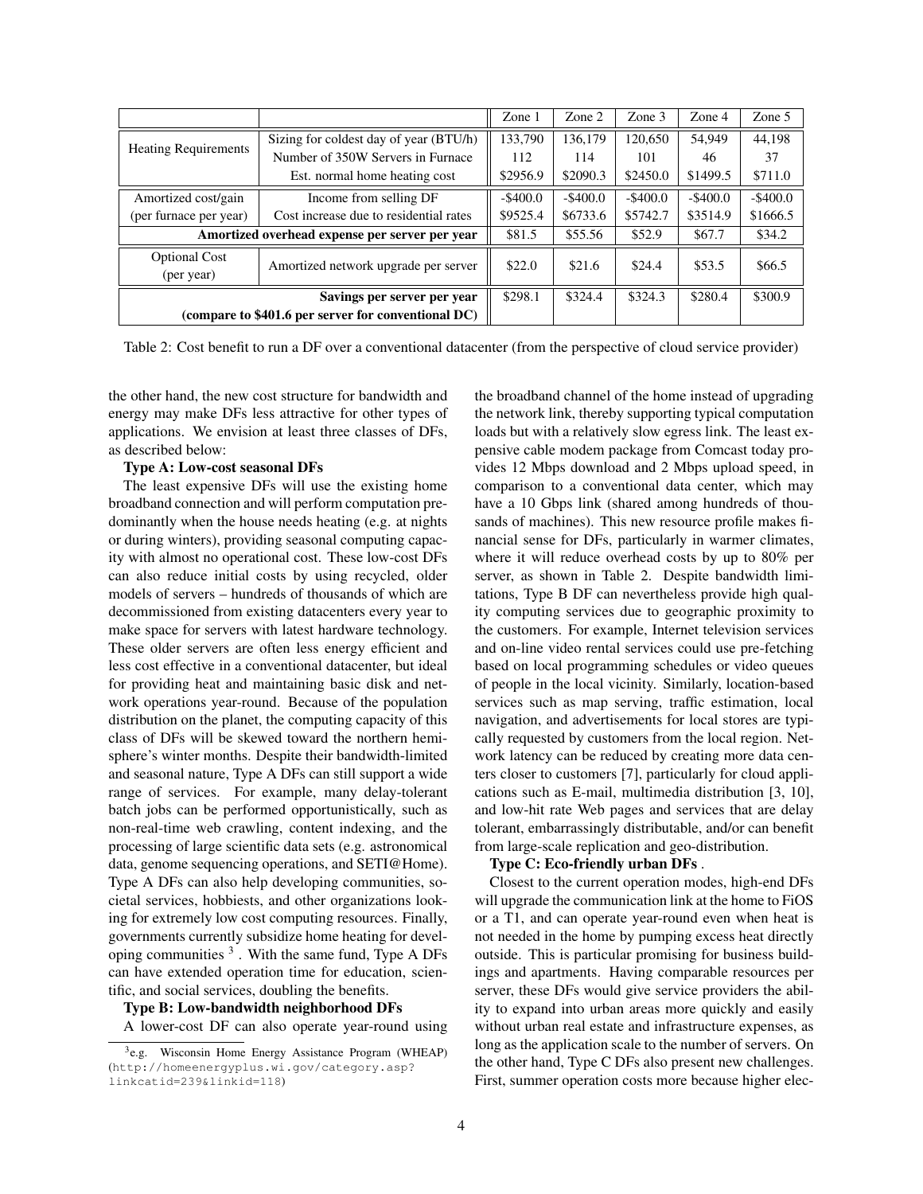| | | Zone 1 | Zone 2 | Zone 3 | Zone 4 | Zone 5 |
|---|---|---|---|---|---|---|
| Heating Requirements | Sizing for coldest day of year (BTU/h) | 133,790 | 136,179 | 120,650 | 54,949 | 44,198 |
| | Number of 350W Servers in Furnace | 112 | 114 | 101 | 46 | 37 |
| | Est. normal home heating cost | $2956.9 | $2090.3 | $2450.0 | $1499.5 | $711.0 |
| Amortized cost/gain (per furnace per year) | Income from selling DF | -$400.0 | -$400.0 | -$400.0 | -$400.0 | -$400.0 |
| | Cost increase due to residential rates | $9525.4 | $6733.6 | $5742.7 | $3514.9 | $1666.5 |
| **Amortized overhead expense per server per year** | | $81.5 | $55.56 | $52.9 | $67.7 | $34.2 |
| Optional Cost (per year) | Amortized network upgrade per server | $22.0 | $21.6 | $24.4 | $53.5 | $66.5 |
| **Savings per server per year (compare to $401.6 per server for conventional DC)** | | $298.1 | $324.4 | $324.3 | $280.4 | $300.9 |

Table 2: Cost benefit to run a DF over a conventional datacenter (from the perspective of cloud service provider)

the other hand, the new cost structure for bandwidth and energy may make DFs less attractive for other types of applications. We envision at least three classes of DFs, as described below:

**Type A: Low-cost seasonal DFs**

The least expensive DFs will use the existing home broadband connection and will perform computation predominantly when the house needs heating (e.g. at nights or during winters), providing seasonal computing capacity with almost no operational cost. These low-cost DFs can also reduce initial costs by using recycled, older models of servers – hundreds of thousands of which are decommissioned from existing datacenters every year to make space for servers with latest hardware technology. These older servers are often less energy efficient and less cost effective in a conventional datacenter, but ideal for providing heat and maintaining basic disk and network operations year-round. Because of the population distribution on the planet, the computing capacity of this class of DFs will be skewed toward the northern hemisphere's winter months. Despite their bandwidth-limited and seasonal nature, Type A DFs can still support a wide range of services. For example, many delay-tolerant batch jobs can be performed opportunistically, such as non-real-time web crawling, content indexing, and the processing of large scientific data sets (e.g. astronomical data, genome sequencing operations, and SETI@Home). Type A DFs can also help developing communities, societal services, hobbiests, and other organizations looking for extremely low cost computing resources. Finally, governments currently subsidize home heating for developing communities [3]. With the same fund, Type A DFs can have extended operation time for education, scientific, and social services, doubling the benefits.

**Type B: Low-bandwidth neighborhood DFs**

A lower-cost DF can also operate year-round using the broadband channel of the home instead of upgrading the network link, thereby supporting typical computation loads but with a relatively slow egress link. The least expensive cable modem package from Comcast today provides 12 Mbps download and 2 Mbps upload speed, in comparison to a conventional data center, which may have a 10 Gbps link (shared among hundreds of thousands of machines). This new resource profile makes financial sense for DFs, particularly in warmer climates, where it will reduce overhead costs by up to 80% per server, as shown in Table 2. Despite bandwidth limitations, Type B DF can nevertheless provide high quality computing services due to geographic proximity to the customers. For example, Internet television services and on-line video rental services could use pre-fetching based on local programming schedules or video queues of people in the local vicinity. Similarly, location-based services such as map serving, traffic estimation, local navigation, and advertisements for local stores are typically requested by customers from the local region. Network latency can be reduced by creating more data centers closer to customers [7], particularly for cloud applications such as E-mail, multimedia distribution [3, 10], and low-hit rate Web pages and services that are delay tolerant, embarrassingly distributable, and/or can benefit from large-scale replication and geo-distribution.

**Type C: Eco-friendly urban DFs** .

Closest to the current operation modes, high-end DFs will upgrade the communication link at the home to FiOS or a T1, and can operate year-round even when heat is not needed in the home by pumping excess heat directly outside. This is particular promising for business buildings and apartments. Having comparable resources per server, these DFs would give service providers the ability to expand into urban areas more quickly and easily without urban real estate and infrastructure expenses, as long as the application scale to the number of servers. On the other hand, Type C DFs also present new challenges. First, summer operation costs more because higher elec-

[3] e.g. Wisconsin Home Energy Assistance Program (WHEAP) (http://homeenergyplus.wi.gov/category.asp?linkcatid=239&linkid=118)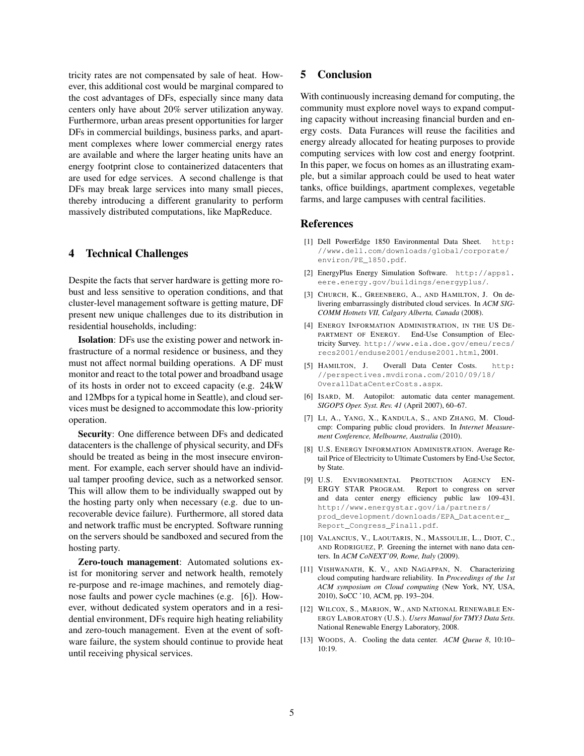tricity rates are not compensated by sale of heat. However, this additional cost would be marginal compared to the cost advantages of DFs, especially since many data centers only have about 20% server utilization anyway. Furthermore, urban areas present opportunities for larger DFs in commercial buildings, business parks, and apartment complexes where lower commercial energy rates are available and where the larger heating units have an energy footprint close to containerized datacenters that are used for edge services. A second challenge is that DFs may break large services into many small pieces, thereby introducing a different granularity to perform massively distributed computations, like MapReduce.

## 4 Technical Challenges

Despite the facts that server hardware is getting more robust and less sensitive to operation conditions, and that cluster-level management software is getting mature, DF present new unique challenges due to its distribution in residential households, including:

**Isolation**: DFs use the existing power and network infrastructure of a normal residence or business, and they must not affect normal building operations. A DF must monitor and react to the total power and broadband usage of its hosts in order not to exceed capacity (e.g. 24kW and 12Mbps for a typical home in Seattle), and cloud services must be designed to accommodate this low-priority operation.

**Security**: One difference between DFs and dedicated datacenters is the challenge of physical security, and DFs should be treated as being in the most insecure environment. For example, each server should have an individual tamper proofing device, such as a networked sensor. This will allow them to be individually swapped out by the hosting party only when necessary (e.g. due to unrecoverable device failure). Furthermore, all stored data and network traffic must be encrypted. Software running on the servers should be sandboxed and secured from the hosting party.

**Zero-touch management**: Automated solutions exist for monitoring server and network health, remotely re-purpose and re-image machines, and remotely diagnose faults and power cycle machines (e.g. [6]). However, without dedicated system operators and in a residential environment, DFs require high heating reliability and zero-touch management. Even at the event of software failure, the system should continue to provide heat until receiving physical services.

## 5 Conclusion

With continuously increasing demand for computing, the community must explore novel ways to expand computing capacity without increasing financial burden and energy costs. Data Furances will reuse the facilities and energy already allocated for heating purposes to provide computing services with low cost and energy footprint. In this paper, we focus on homes as an illustrating example, but a similar approach could be used to heat water tanks, office buildings, apartment complexes, vegetable farms, and large campuses with central facilities.

## References

[1] Dell PowerEdge 1850 Environmental Data Sheet. http://www.dell.com/downloads/global/corporate/environ/PE_1850.pdf.

[2] EnergyPlus Energy Simulation Software. http://apps1.eere.energy.gov/buildings/energyplus/.

[3] Church, K., Greenberg, A., and Hamilton, J. On delivering embarrassingly distributed cloud services. In *ACM SIGCOMM Hotnets VII, Calgary Alberta, Canada* (2008).

[4] Energy Information Administration, in the US Department of Energy. End-Use Consumption of Electricity Survey. http://www.eia.doe.gov/emeu/recs/recs2001/enduse2001/enduse2001.html, 2001.

[5] Hamilton, J. Overall Data Center Costs. http://perspectives.mvdirona.com/2010/09/18/OverallDataCenterCosts.aspx.

[6] Isard, M. Autopilot: automatic data center management. *SIGOPS Oper. Syst. Rev. 41* (April 2007), 60–67.

[7] Li, A., Yang, X., Kandula, S., and Zhang, M. Cloudcmp: Comparing public cloud providers. In *Internet Measurement Conference, Melbourne, Australia* (2010).

[8] U.S. Energy Information Administration. Average Retail Price of Electricity to Ultimate Customers by End-Use Sector, by State.

[9] U.S. Environmental Protection Agency ENERGY STAR Program. Report to congress on server and data center energy efficiency public law 109-431. http://www.energystar.gov/ia/partners/prod_development/downloads/EPA_Datacenter_Report_Congress_Final1.pdf.

[10] Valancius, V., Laoutaris, N., Massoulie, L., Diot, C., and Rodriguez, P. Greening the internet with nano data centers. In *ACM CoNEXT'09, Rome, Italy* (2009).

[11] Vishwanath, K. V., and Nagappan, N. Characterizing cloud computing hardware reliability. In *Proceedings of the 1st ACM symposium on Cloud computing* (New York, NY, USA, 2010), SoCC '10, ACM, pp. 193–204.

[12] Wilcox, S., Marion, W., and National Renewable Energy Laboratory (U.S.). *Users Manual for TMY3 Data Sets*. National Renewable Energy Laboratory, 2008.

[13] Woods, A. Cooling the data center. *ACM Queue 8*, 10:10–10:19.